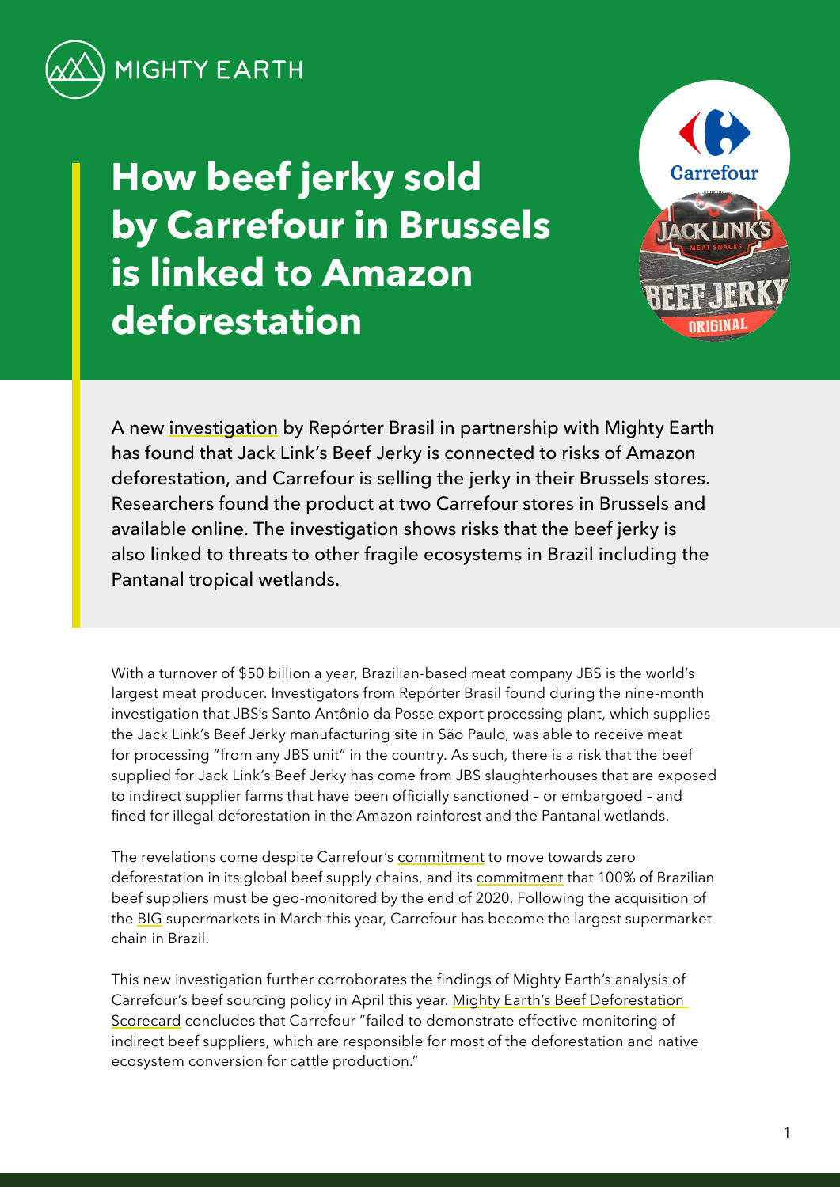MIGHTY EARTH

# How beef jerky sold by Carrefour in Brussels is linked to Amazon deforestation

A new investigation by Repórter Brasil in partnership with Mighty Earth has found that Jack Link's Beef Jerky is connected to risks of Amazon deforestation, and Carrefour is selling the jerky in their Brussels stores. Researchers found the product at two Carrefour stores in Brussels and available online. The investigation shows risks that the beef jerky is also linked to threats to other fragile ecosystems in Brazil including the Pantanal tropical wetlands.

With a turnover of $50 billion a year, Brazilian-based meat company JBS is the world's largest meat producer. Investigators from Repórter Brasil found during the nine-month investigation that JBS's Santo Antônio da Posse export processing plant, which supplies the Jack Link's Beef Jerky manufacturing site in São Paulo, was able to receive meat for processing "from any JBS unit" in the country. As such, there is a risk that the beef supplied for Jack Link's Beef Jerky has come from JBS slaughterhouses that are exposed to indirect supplier farms that have been officially sanctioned – or embargoed – and fined for illegal deforestation in the Amazon rainforest and the Pantanal wetlands.

The revelations come despite Carrefour's commitment to move towards zero deforestation in its global beef supply chains, and its commitment that 100% of Brazilian beef suppliers must be geo-monitored by the end of 2020. Following the acquisition of the BIG supermarkets in March this year, Carrefour has become the largest supermarket chain in Brazil.

This new investigation further corroborates the findings of Mighty Earth's analysis of Carrefour's beef sourcing policy in April this year. Mighty Earth's Beef Deforestation Scorecard concludes that Carrefour "failed to demonstrate effective monitoring of indirect beef suppliers, which are responsible for most of the deforestation and native ecosystem conversion for cattle production."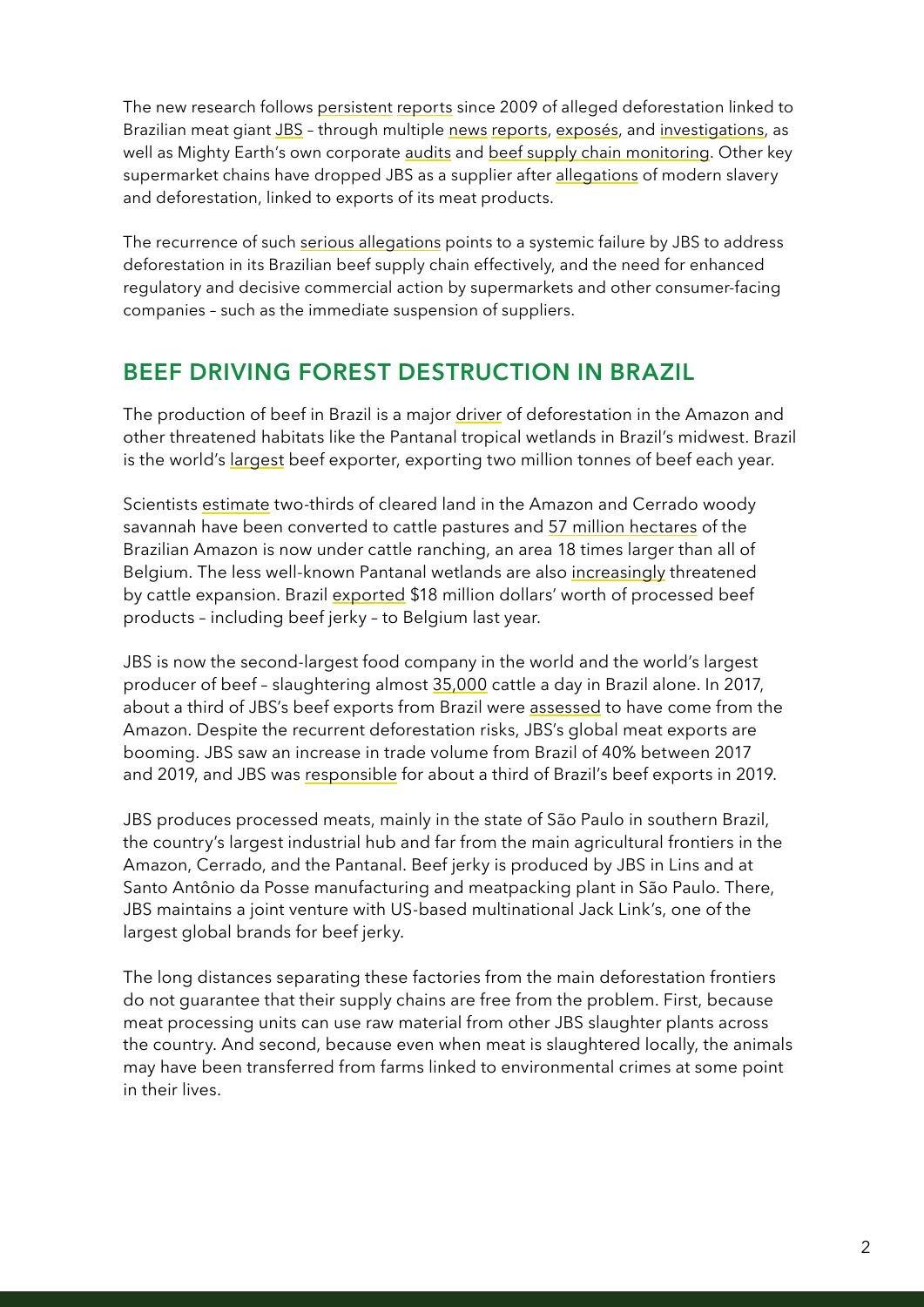The new research follows persistent reports since 2009 of alleged deforestation linked to Brazilian meat giant JBS – through multiple news reports, exposés, and investigations, as well as Mighty Earth's own corporate audits and beef supply chain monitoring. Other key supermarket chains have dropped JBS as a supplier after allegations of modern slavery and deforestation, linked to exports of its meat products.

The recurrence of such serious allegations points to a systemic failure by JBS to address deforestation in its Brazilian beef supply chain effectively, and the need for enhanced regulatory and decisive commercial action by supermarkets and other consumer-facing companies – such as the immediate suspension of suppliers.

## BEEF DRIVING FOREST DESTRUCTION IN BRAZIL

The production of beef in Brazil is a major driver of deforestation in the Amazon and other threatened habitats like the Pantanal tropical wetlands in Brazil's midwest. Brazil is the world's largest beef exporter, exporting two million tonnes of beef each year.

Scientists estimate two-thirds of cleared land in the Amazon and Cerrado woody savannah have been converted to cattle pastures and 57 million hectares of the Brazilian Amazon is now under cattle ranching, an area 18 times larger than all of Belgium. The less well-known Pantanal wetlands are also increasingly threatened by cattle expansion. Brazil exported $18 million dollars' worth of processed beef products – including beef jerky – to Belgium last year.

JBS is now the second-largest food company in the world and the world's largest producer of beef – slaughtering almost 35,000 cattle a day in Brazil alone. In 2017, about a third of JBS's beef exports from Brazil were assessed to have come from the Amazon. Despite the recurrent deforestation risks, JBS's global meat exports are booming. JBS saw an increase in trade volume from Brazil of 40% between 2017 and 2019, and JBS was responsible for about a third of Brazil's beef exports in 2019.

JBS produces processed meats, mainly in the state of São Paulo in southern Brazil, the country's largest industrial hub and far from the main agricultural frontiers in the Amazon, Cerrado, and the Pantanal. Beef jerky is produced by JBS in Lins and at Santo Antônio da Posse manufacturing and meatpacking plant in São Paulo. There, JBS maintains a joint venture with US-based multinational Jack Link's, one of the largest global brands for beef jerky.

The long distances separating these factories from the main deforestation frontiers do not guarantee that their supply chains are free from the problem. First, because meat processing units can use raw material from other JBS slaughter plants across the country. And second, because even when meat is slaughtered locally, the animals may have been transferred from farms linked to environmental crimes at some point in their lives.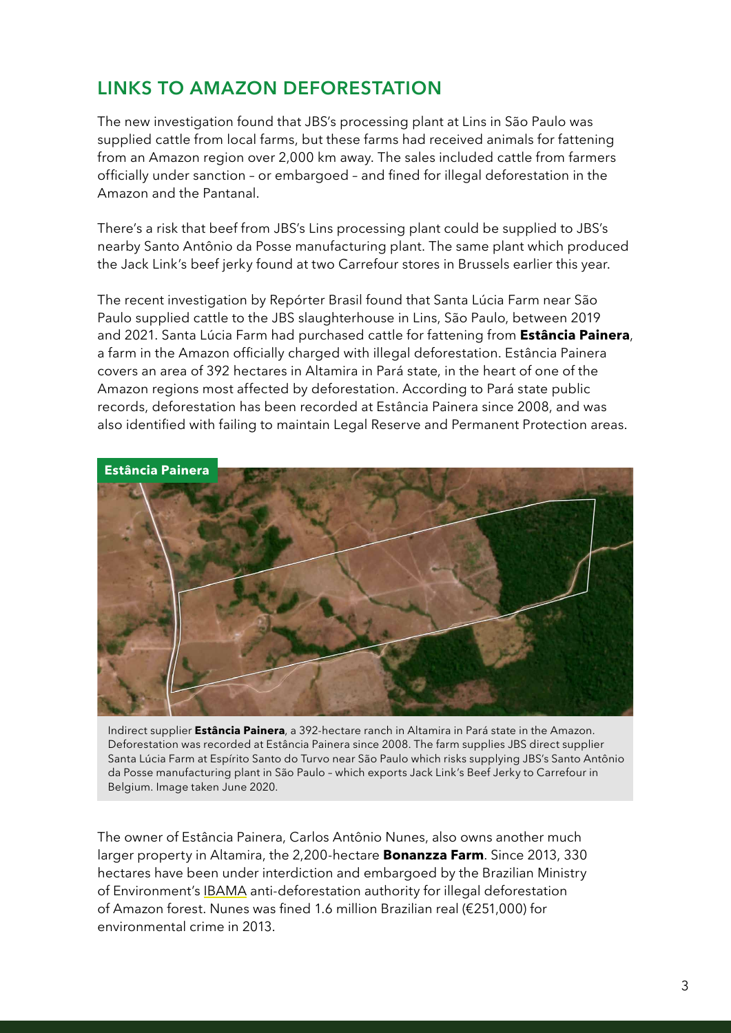## LINKS TO AMAZON DEFORESTATION

The new investigation found that JBS's processing plant at Lins in São Paulo was supplied cattle from local farms, but these farms had received animals for fattening from an Amazon region over 2,000 km away. The sales included cattle from farmers officially under sanction – or embargoed – and fined for illegal deforestation in the Amazon and the Pantanal.

There's a risk that beef from JBS's Lins processing plant could be supplied to JBS's nearby Santo Antônio da Posse manufacturing plant. The same plant which produced the Jack Link's beef jerky found at two Carrefour stores in Brussels earlier this year.

The recent investigation by Repórter Brasil found that Santa Lúcia Farm near São Paulo supplied cattle to the JBS slaughterhouse in Lins, São Paulo, between 2019 and 2021. Santa Lúcia Farm had purchased cattle for fattening from **Estância Painera**, a farm in the Amazon officially charged with illegal deforestation. Estância Painera covers an area of 392 hectares in Altamira in Pará state, in the heart of one of the Amazon regions most affected by deforestation. According to Pará state public records, deforestation has been recorded at Estância Painera since 2008, and was also identified with failing to maintain Legal Reserve and Permanent Protection areas.

**Estância Painera**

Indirect supplier **Estância Painera**, a 392-hectare ranch in Altamira in Pará state in the Amazon. Deforestation was recorded at Estância Painera since 2008. The farm supplies JBS direct supplier Santa Lúcia Farm at Espírito Santo do Turvo near São Paulo which risks supplying JBS's Santo Antônio da Posse manufacturing plant in São Paulo – which exports Jack Link's Beef Jerky to Carrefour in Belgium. Image taken June 2020.

The owner of Estância Painera, Carlos Antônio Nunes, also owns another much larger property in Altamira, the 2,200-hectare **Bonanzza Farm**. Since 2013, 330 hectares have been under interdiction and embargoed by the Brazilian Ministry of Environment's IBAMA anti-deforestation authority for illegal deforestation of Amazon forest. Nunes was fined 1.6 million Brazilian real (€251,000) for environmental crime in 2013.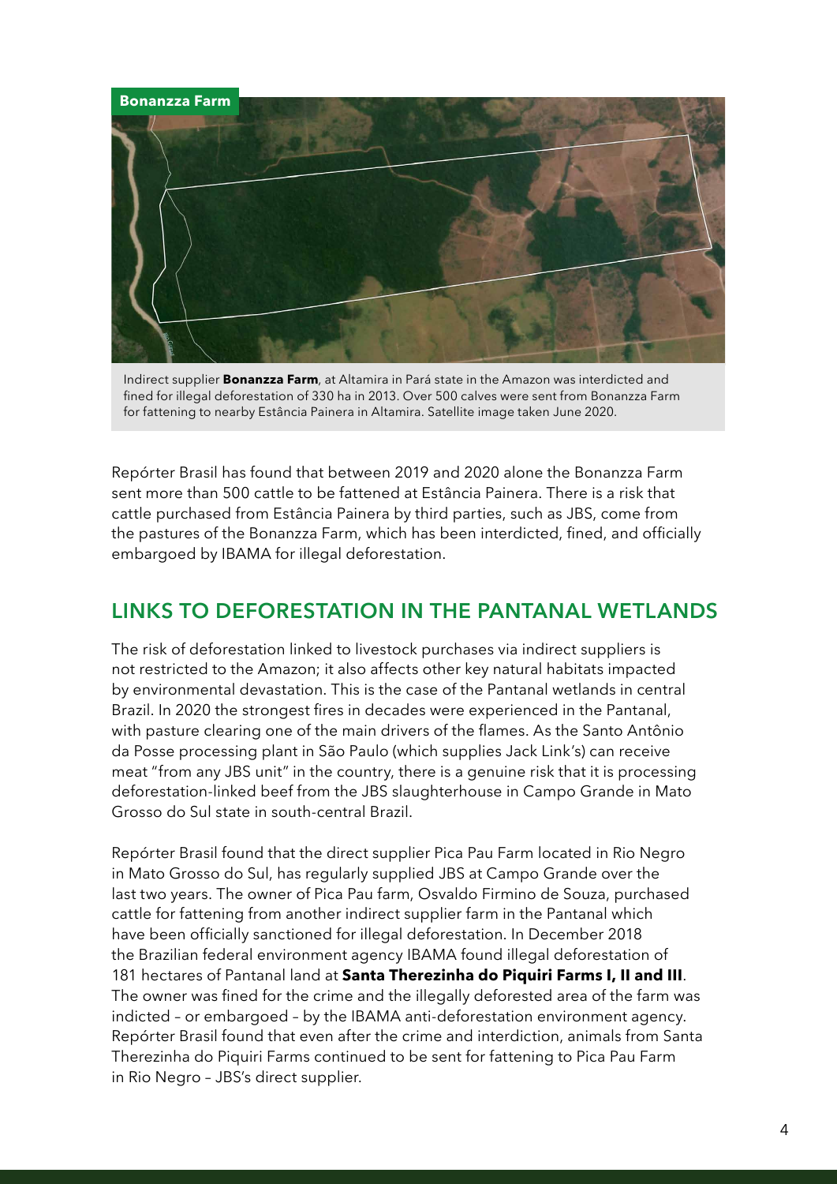**Bonanzza Farm**

Indirect supplier **Bonanzza Farm**, at Altamira in Pará state in the Amazon was interdicted and fined for illegal deforestation of 330 ha in 2013. Over 500 calves were sent from Bonanzza Farm for fattening to nearby Estância Painera in Altamira. Satellite image taken June 2020.

Repórter Brasil has found that between 2019 and 2020 alone the Bonanzza Farm sent more than 500 cattle to be fattened at Estância Painera. There is a risk that cattle purchased from Estância Painera by third parties, such as JBS, come from the pastures of the Bonanzza Farm, which has been interdicted, fined, and officially embargoed by IBAMA for illegal deforestation.

## LINKS TO DEFORESTATION IN THE PANTANAL WETLANDS

The risk of deforestation linked to livestock purchases via indirect suppliers is not restricted to the Amazon; it also affects other key natural habitats impacted by environmental devastation. This is the case of the Pantanal wetlands in central Brazil. In 2020 the strongest fires in decades were experienced in the Pantanal, with pasture clearing one of the main drivers of the flames. As the Santo Antônio da Posse processing plant in São Paulo (which supplies Jack Link's) can receive meat "from any JBS unit" in the country, there is a genuine risk that it is processing deforestation-linked beef from the JBS slaughterhouse in Campo Grande in Mato Grosso do Sul state in south-central Brazil.

Repórter Brasil found that the direct supplier Pica Pau Farm located in Rio Negro in Mato Grosso do Sul, has regularly supplied JBS at Campo Grande over the last two years. The owner of Pica Pau farm, Osvaldo Firmino de Souza, purchased cattle for fattening from another indirect supplier farm in the Pantanal which have been officially sanctioned for illegal deforestation. In December 2018 the Brazilian federal environment agency IBAMA found illegal deforestation of 181 hectares of Pantanal land at **Santa Therezinha do Piquiri Farms I, II and III**. The owner was fined for the crime and the illegally deforested area of the farm was indicted – or embargoed – by the IBAMA anti-deforestation environment agency. Repórter Brasil found that even after the crime and interdiction, animals from Santa Therezinha do Piquiri Farms continued to be sent for fattening to Pica Pau Farm in Rio Negro – JBS's direct supplier.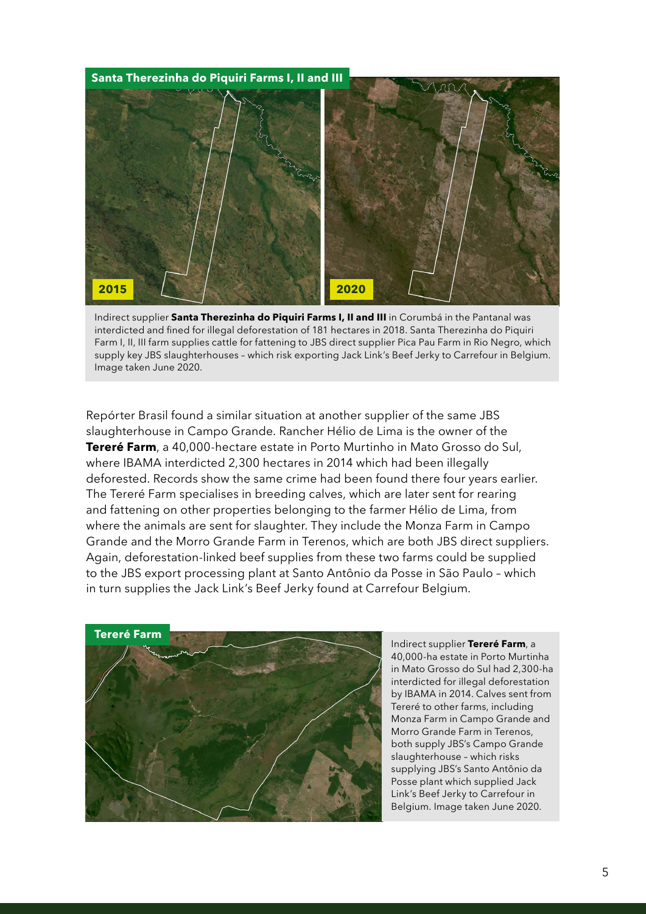**Santa Therezinha do Piquiri Farms I, II and III**

2015

2020

Indirect supplier **Santa Therezinha do Piquiri Farms I, II and III** in Corumbá in the Pantanal was interdicted and fined for illegal deforestation of 181 hectares in 2018. Santa Therezinha do Piquiri Farm I, II, III farm supplies cattle for fattening to JBS direct supplier Pica Pau Farm in Rio Negro, which supply key JBS slaughterhouses – which risk exporting Jack Link's Beef Jerky to Carrefour in Belgium. Image taken June 2020.

Repórter Brasil found a similar situation at another supplier of the same JBS slaughterhouse in Campo Grande. Rancher Hélio de Lima is the owner of the **Tereré Farm**, a 40,000-hectare estate in Porto Murtinho in Mato Grosso do Sul, where IBAMA interdicted 2,300 hectares in 2014 which had been illegally deforested. Records show the same crime had been found there four years earlier. The Tereré Farm specialises in breeding calves, which are later sent for rearing and fattening on other properties belonging to the farmer Hélio de Lima, from where the animals are sent for slaughter. They include the Monza Farm in Campo Grande and the Morro Grande Farm in Terenos, which are both JBS direct suppliers. Again, deforestation-linked beef supplies from these two farms could be supplied to the JBS export processing plant at Santo Antônio da Posse in São Paulo – which in turn supplies the Jack Link's Beef Jerky found at Carrefour Belgium.

**Tereré Farm**

Indirect supplier **Tereré Farm**, a 40,000-ha estate in Porto Murtinha in Mato Grosso do Sul had 2,300-ha interdicted for illegal deforestation by IBAMA in 2014. Calves sent from Tereré to other farms, including Monza Farm in Campo Grande and Morro Grande Farm in Terenos, both supply JBS's Campo Grande slaughterhouse – which risks supplying JBS's Santo Antônio da Posse plant which supplied Jack Link's Beef Jerky to Carrefour in Belgium. Image taken June 2020.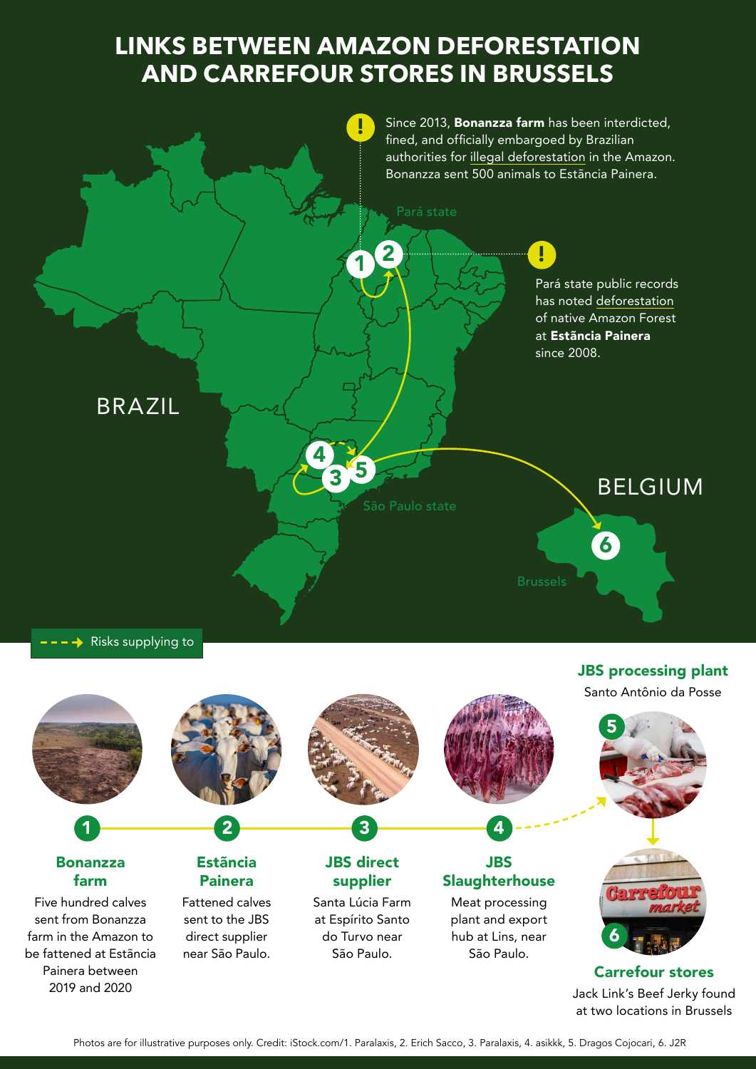# LINKS BETWEEN AMAZON DEFORESTATION AND CARREFOUR STORES IN BRUSSELS

Since 2013, **Bonanzza farm** has been interdicted, fined, and officially embargoed by Brazilian authorities for illegal deforestation in the Amazon. Bonanzza sent 500 animals to Estância Painera.

Pará state public records has noted deforestation of native Amazon Forest at **Estância Painera** since 2008.

Pará state

BRAZIL

São Paulo state

BELGIUM

Brussels

Risks supplying to

**1 Bonanzza farm**

Five hundred calves sent from Bonanzza farm in the Amazon to be fattened at Estância Painera between 2019 and 2020

**2 Estância Painera**

Fattened calves sent to the JBS direct supplier near São Paulo.

**3 JBS direct supplier**

Santa Lúcia Farm at Espírito Santo do Turvo near São Paulo.

**4 JBS Slaughterhouse**

Meat processing plant and export hub at Lins, near São Paulo.

**5 JBS processing plant**

Santo Antônio da Posse

**6 Carrefour stores**

Jack Link's Beef Jerky found at two locations in Brussels

Photos are for illustrative purposes only. Credit: iStock.com/1. Paralaxis, 2. Erich Sacco, 3. Paralaxis, 4. asikkk, 5. Dragos Cojocari, 6. J2R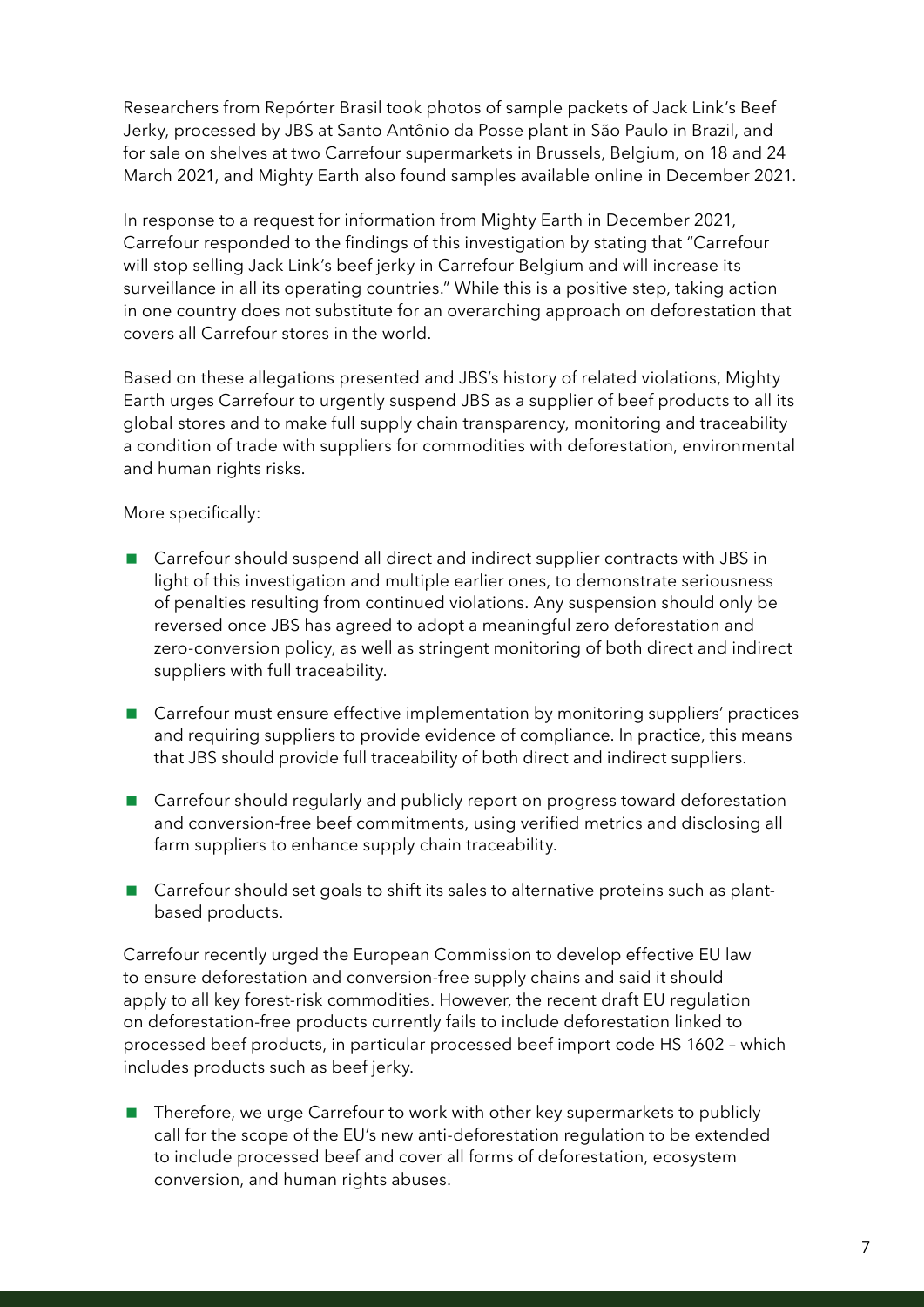Researchers from Repórter Brasil took photos of sample packets of Jack Link's Beef Jerky, processed by JBS at Santo Antônio da Posse plant in São Paulo in Brazil, and for sale on shelves at two Carrefour supermarkets in Brussels, Belgium, on 18 and 24 March 2021, and Mighty Earth also found samples available online in December 2021.

In response to a request for information from Mighty Earth in December 2021, Carrefour responded to the findings of this investigation by stating that "Carrefour will stop selling Jack Link's beef jerky in Carrefour Belgium and will increase its surveillance in all its operating countries." While this is a positive step, taking action in one country does not substitute for an overarching approach on deforestation that covers all Carrefour stores in the world.

Based on these allegations presented and JBS's history of related violations, Mighty Earth urges Carrefour to urgently suspend JBS as a supplier of beef products to all its global stores and to make full supply chain transparency, monitoring and traceability a condition of trade with suppliers for commodities with deforestation, environmental and human rights risks.

More specifically:

- Carrefour should suspend all direct and indirect supplier contracts with JBS in light of this investigation and multiple earlier ones, to demonstrate seriousness of penalties resulting from continued violations. Any suspension should only be reversed once JBS has agreed to adopt a meaningful zero deforestation and zero-conversion policy, as well as stringent monitoring of both direct and indirect suppliers with full traceability.
- Carrefour must ensure effective implementation by monitoring suppliers' practices and requiring suppliers to provide evidence of compliance. In practice, this means that JBS should provide full traceability of both direct and indirect suppliers.
- Carrefour should regularly and publicly report on progress toward deforestation and conversion-free beef commitments, using verified metrics and disclosing all farm suppliers to enhance supply chain traceability.
- Carrefour should set goals to shift its sales to alternative proteins such as plant-based products.

Carrefour recently urged the European Commission to develop effective EU law to ensure deforestation and conversion-free supply chains and said it should apply to all key forest-risk commodities. However, the recent draft EU regulation on deforestation-free products currently fails to include deforestation linked to processed beef products, in particular processed beef import code HS 1602 – which includes products such as beef jerky.

- Therefore, we urge Carrefour to work with other key supermarkets to publicly call for the scope of the EU's new anti-deforestation regulation to be extended to include processed beef and cover all forms of deforestation, ecosystem conversion, and human rights abuses.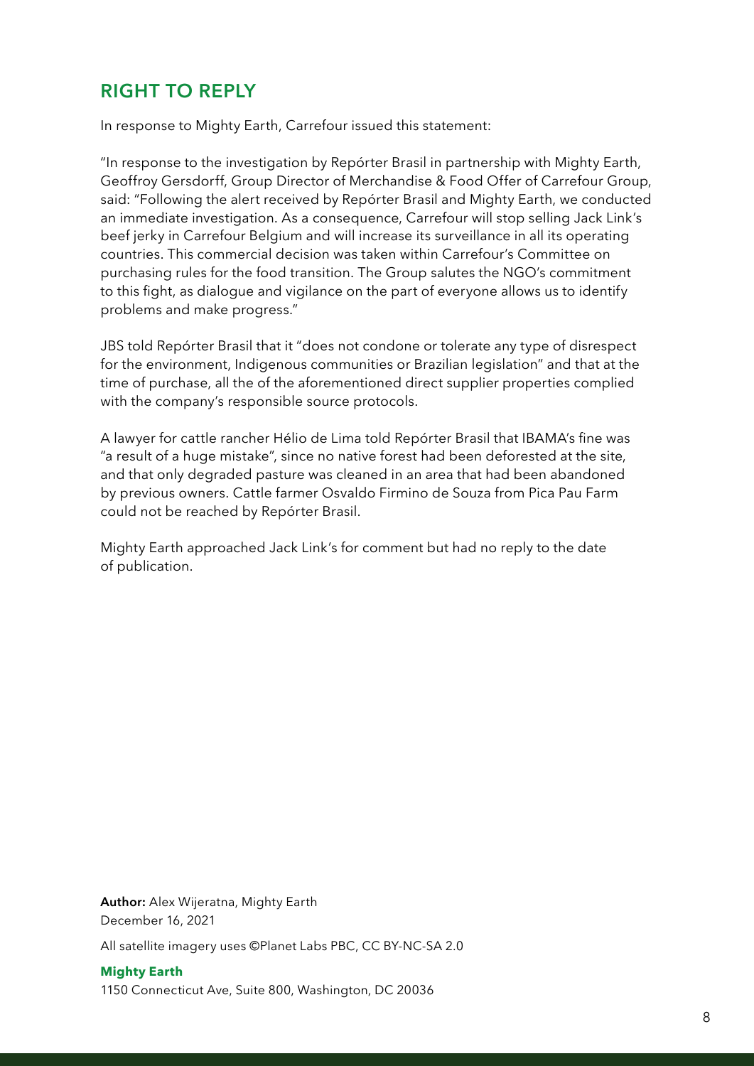## RIGHT TO REPLY

In response to Mighty Earth, Carrefour issued this statement:

"In response to the investigation by Repórter Brasil in partnership with Mighty Earth, Geoffroy Gersdorff, Group Director of Merchandise & Food Offer of Carrefour Group, said: "Following the alert received by Repórter Brasil and Mighty Earth, we conducted an immediate investigation. As a consequence, Carrefour will stop selling Jack Link's beef jerky in Carrefour Belgium and will increase its surveillance in all its operating countries. This commercial decision was taken within Carrefour's Committee on purchasing rules for the food transition. The Group salutes the NGO's commitment to this fight, as dialogue and vigilance on the part of everyone allows us to identify problems and make progress."

JBS told Repórter Brasil that it "does not condone or tolerate any type of disrespect for the environment, Indigenous communities or Brazilian legislation" and that at the time of purchase, all the of the aforementioned direct supplier properties complied with the company's responsible source protocols.

A lawyer for cattle rancher Hélio de Lima told Repórter Brasil that IBAMA's fine was "a result of a huge mistake", since no native forest had been deforested at the site, and that only degraded pasture was cleaned in an area that had been abandoned by previous owners. Cattle farmer Osvaldo Firmino de Souza from Pica Pau Farm could not be reached by Repórter Brasil.

Mighty Earth approached Jack Link's for comment but had no reply to the date of publication.

**Author:** Alex Wijeratna, Mighty Earth
December 16, 2021

All satellite imagery uses ©Planet Labs PBC, CC BY-NC-SA 2.0

**Mighty Earth**
1150 Connecticut Ave, Suite 800, Washington, DC 20036